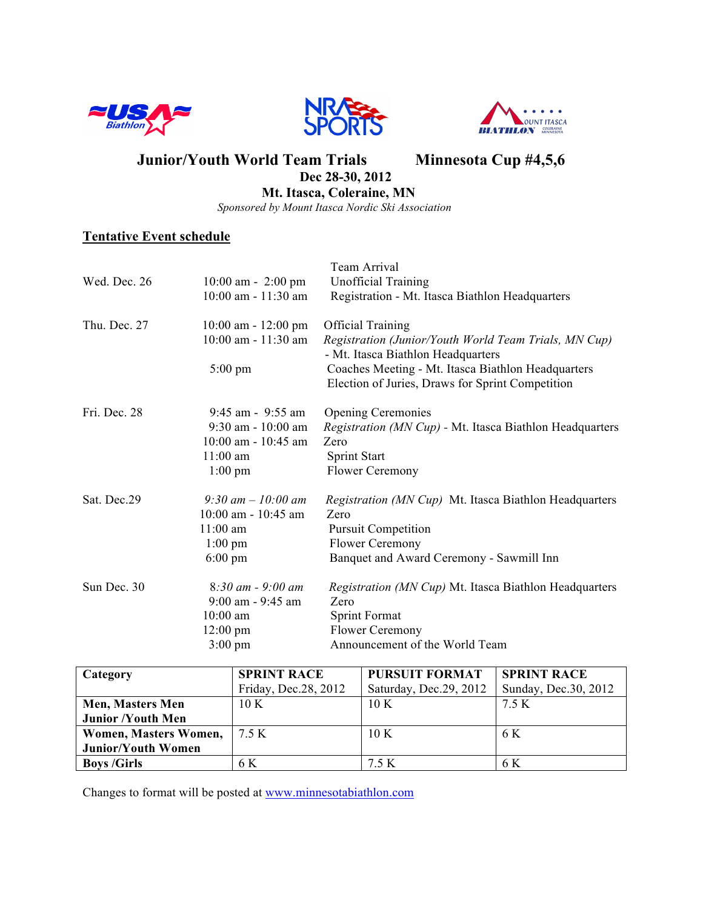# Junior/Youth World Team Trials   Minnesota Cup #4,5,6

**Dec 28-30, 2012**

**Mt. Itasca, Coleraine, MN**

*Sponsored by Mount Itasca Nordic Ski Association*

## Tentative Event schedule

| | | |
|---|---|---|
| | | Team Arrival |
| Wed. Dec. 26 | 10:00 am - 2:00 pm | Unofficial Training |
| | 10:00 am - 11:30 am | Registration - Mt. Itasca Biathlon Headquarters |
| Thu. Dec. 27 | 10:00 am - 12:00 pm | Official Training |
| | 10:00 am - 11:30 am | *Registration (Junior/Youth World Team Trials, MN Cup)* - Mt. Itasca Biathlon Headquarters |
| | 5:00 pm | Coaches Meeting - Mt. Itasca Biathlon Headquarters<br>Election of Juries, Draws for Sprint Competition |
| Fri. Dec. 28 | 9:45 am - 9:55 am | Opening Ceremonies |
| | 9:30 am - 10:00 am | *Registration (MN Cup)* - Mt. Itasca Biathlon Headquarters |
| | 10:00 am - 10:45 am | Zero |
| | 11:00 am | Sprint Start |
| | 1:00 pm | Flower Ceremony |
| Sat. Dec.29 | *9:30 am – 10:00 am* | *Registration (MN Cup)* Mt. Itasca Biathlon Headquarters |
| | 10:00 am - 10:45 am | Zero |
| | 11:00 am | Pursuit Competition |
| | 1:00 pm | Flower Ceremony |
| | 6:00 pm | Banquet and Award Ceremony - Sawmill Inn |
| Sun Dec. 30 | *8:30 am - 9:00 am* | *Registration (MN Cup)* Mt. Itasca Biathlon Headquarters |
| | 9:00 am - 9:45 am | Zero |
| | 10:00 am | Sprint Format |
| | 12:00 pm | Flower Ceremony |
| | 3:00 pm | Announcement of the World Team |

| **Category** | **SPRINT RACE**<br>Friday, Dec.28, 2012 | **PURSUIT FORMAT**<br>Saturday, Dec.29, 2012 | **SPRINT RACE**<br>Sunday, Dec.30, 2012 |
|---|---|---|---|
| **Men, Masters Men Junior /Youth Men** | 10 K | 10 K | 7.5 K |
| **Women, Masters Women, Junior/Youth Women** | 7.5 K | 10 K | 6 K |
| **Boys /Girls** | 6 K | 7.5 K | 6 K |

Changes to format will be posted at www.minnesotabiathlon.com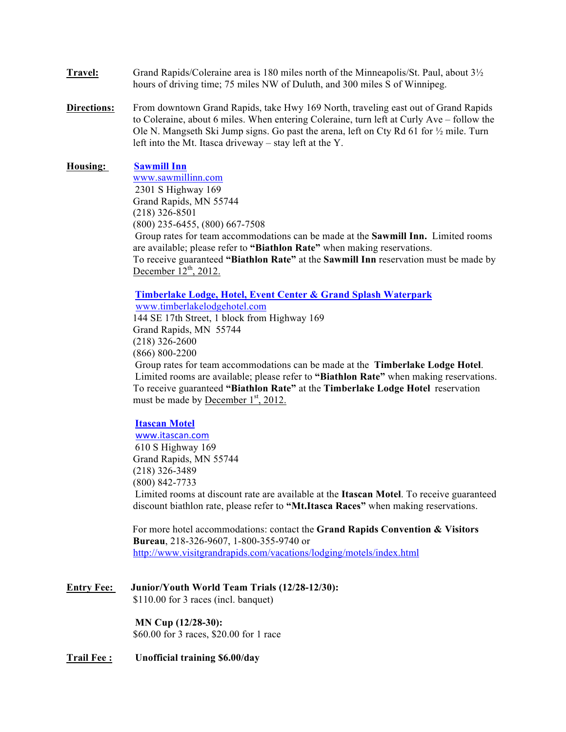**Travel:** Grand Rapids/Coleraine area is 180 miles north of the Minneapolis/St. Paul, about 3½ hours of driving time; 75 miles NW of Duluth, and 300 miles S of Winnipeg.

**Directions:** From downtown Grand Rapids, take Hwy 169 North, traveling east out of Grand Rapids to Coleraine, about 6 miles. When entering Coleraine, turn left at Curly Ave – follow the Ole N. Mangseth Ski Jump signs. Go past the arena, left on Cty Rd 61 for ½ mile. Turn left into the Mt. Itasca driveway – stay left at the Y.

**Housing:**

**Sawmill Inn**
www.sawmillinn.com
2301 S Highway 169
Grand Rapids, MN 55744
(218) 326-8501
(800) 235-6455, (800) 667-7508
Group rates for team accommodations can be made at the **Sawmill Inn.** Limited rooms are available; please refer to **"Biathlon Rate"** when making reservations.
To receive guaranteed **"Biathlon Rate"** at the **Sawmill Inn** reservation must be made by December 12th, 2012.

**Timberlake Lodge, Hotel, Event Center & Grand Splash Waterpark**
www.timberlakelodgehotel.com
144 SE 17th Street, 1 block from Highway 169
Grand Rapids, MN 55744
(218) 326-2600
(866) 800-2200
Group rates for team accommodations can be made at the **Timberlake Lodge Hotel**. Limited rooms are available; please refer to **"Biathlon Rate"** when making reservations.
To receive guaranteed **"Biathlon Rate"** at the **Timberlake Lodge Hotel** reservation must be made by December 1st, 2012.

**Itascan Motel**
www.itascan.com
610 S Highway 169
Grand Rapids, MN 55744
(218) 326-3489
(800) 842-7733
Limited rooms at discount rate are available at the **Itascan Motel**. To receive guaranteed discount biathlon rate, please refer to **"Mt.Itasca Races"** when making reservations.

For more hotel accommodations: contact the **Grand Rapids Convention & Visitors Bureau**, 218-326-9607, 1-800-355-9740 or http://www.visitgrandrapids.com/vacations/lodging/motels/index.html

**Entry Fee:** **Junior/Youth World Team Trials (12/28-12/30):**
$110.00 for 3 races (incl. banquet)

**MN Cup (12/28-30):**
$60.00 for 3 races, $20.00 for 1 race

**Trail Fee :** **Unofficial training $6.00/day**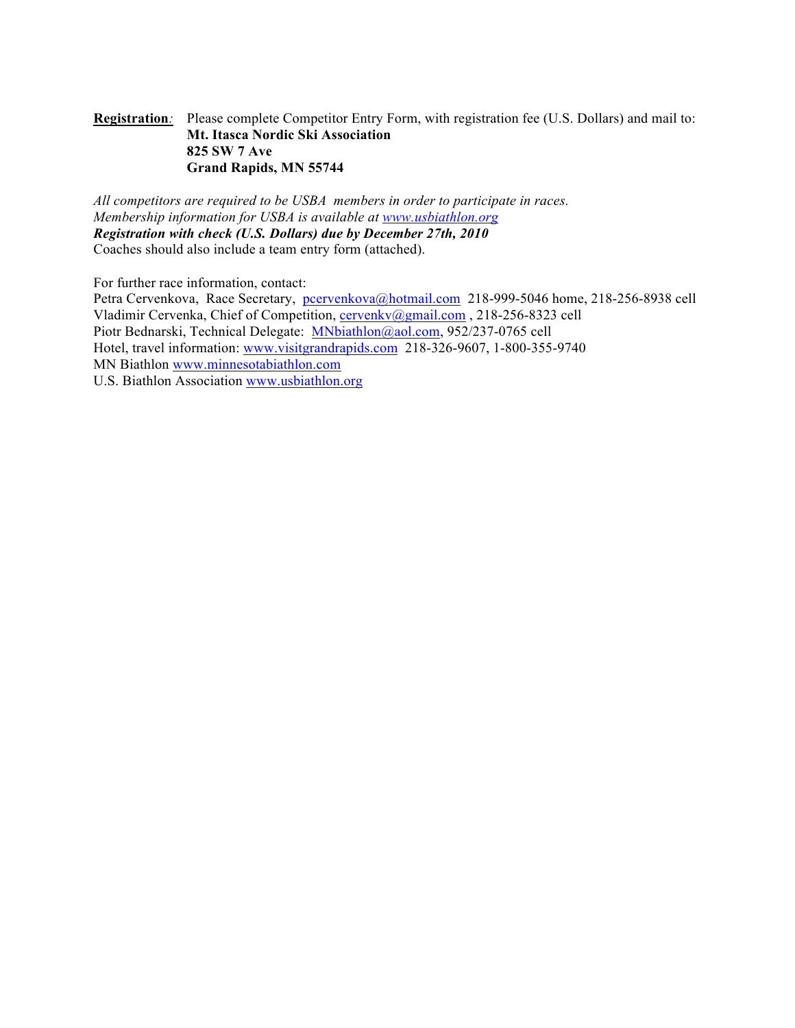**<u>Registration</u>**: Please complete Competitor Entry Form, with registration fee (U.S. Dollars) and mail to:
**Mt. Itasca Nordic Ski Association**
**825 SW 7 Ave**
**Grand Rapids, MN 55744**

*All competitors are required to be USBA members in order to participate in races.*
*Membership information for USBA is available at [www.usbiathlon.org](http://www.usbiathlon.org)*
***Registration with check (U.S. Dollars) due by December 27th, 2010***
Coaches should also include a team entry form (attached).

For further race information, contact:
Petra Cervenkova, Race Secretary, pcervenkova@hotmail.com 218-999-5046 home, 218-256-8938 cell
Vladimir Cervenka, Chief of Competition, cervenkv@gmail.com , 218-256-8323 cell
Piotr Bednarski, Technical Delegate: MNbiathlon@aol.com, 952/237-0765 cell
Hotel, travel information: www.visitgrandrapids.com 218-326-9607, 1-800-355-9740
MN Biathlon www.minnesotabiathlon.com
U.S. Biathlon Association www.usbiathlon.org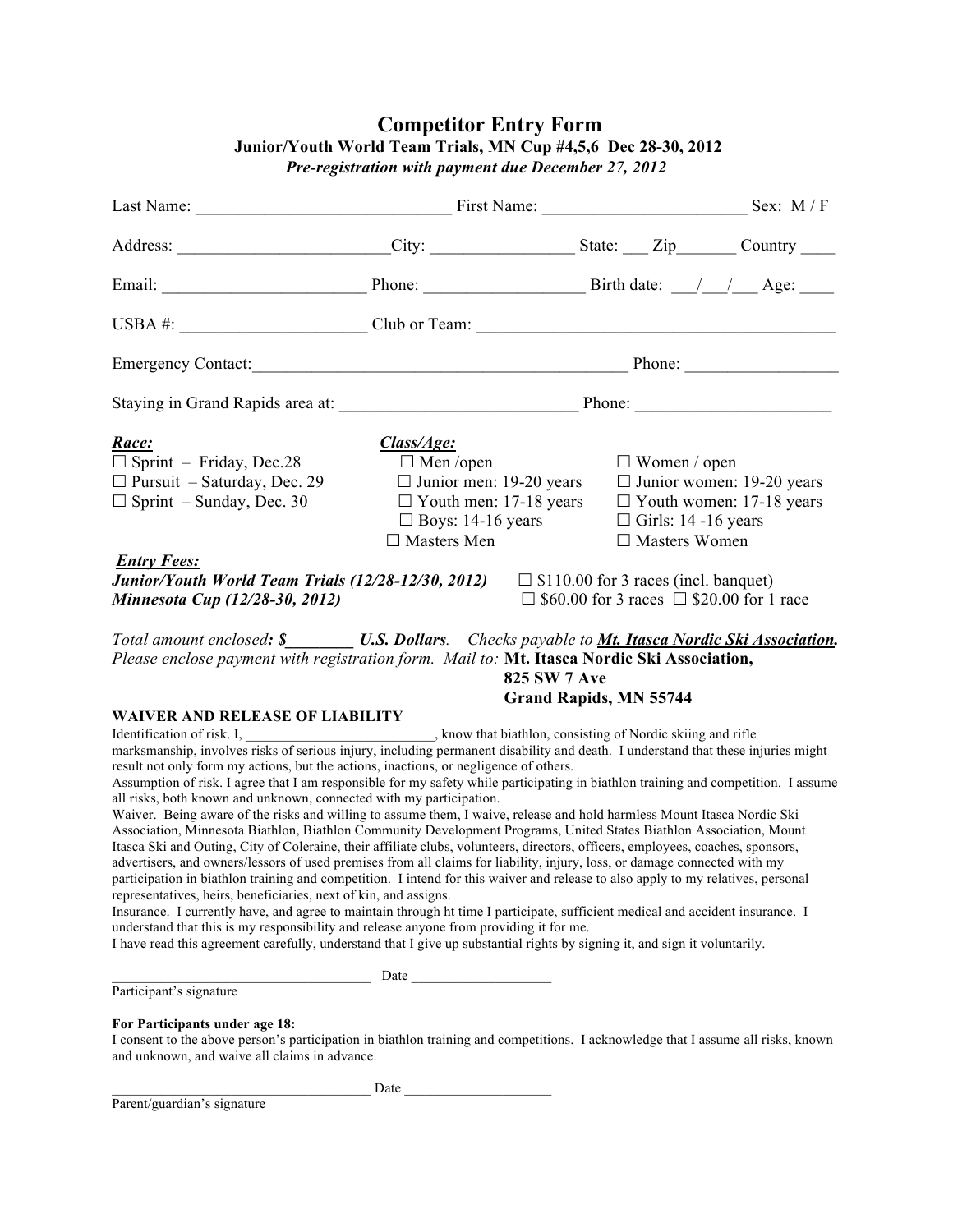# Competitor Entry Form

**Junior/Youth World Team Trials, MN Cup #4,5,6 Dec 28-30, 2012**

***Pre-registration with payment due December 27, 2012***

Last Name: ______________________________ First Name: ________________________ Sex: M / F

Address: ________________________City: ________________ State: ___ Zip_______ Country ____

Email: _______________________ Phone: __________________ Birth date: ___/___/___ Age: ____

USBA #: _____________________ Club or Team: __________________________________________

Emergency Contact:____________________________________________ Phone: _________________

Staying in Grand Rapids area at: ___________________________ Phone: ______________________

***Race:***

- ☐ Sprint – Friday, Dec.28
- ☐ Pursuit – Saturday, Dec. 29
- ☐ Sprint – Sunday, Dec. 30

***Class/Age:***

- ☐ Men /open
- ☐ Junior men: 19-20 years
- ☐ Youth men: 17-18 years
- ☐ Boys: 14-16 years
- ☐ Masters Men
- ☐ Women / open
- ☐ Junior women: 19-20 years
- ☐ Youth women: 17-18 years
- ☐ Girls: 14 -16 years
- ☐ Masters Women

***Entry Fees:***

***Junior/Youth World Team Trials (12/28-12/30, 2012)*** ☐ $110.00 for 3 races (incl. banquet)

***Minnesota Cup (12/28-30, 2012)*** ☐ $60.00 for 3 races ☐ $20.00 for 1 race

*Total amount enclosed**: $________ U.S. Dollars**. Checks payable to **Mt. Itasca Nordic Ski Association.***
*Please enclose payment with registration form. Mail to:* **Mt. Itasca Nordic Ski Association,**
**825 SW 7 Ave**
**Grand Rapids, MN 55744**

**WAIVER AND RELEASE OF LIABILITY**

Identification of risk. I, ___________________________, know that biathlon, consisting of Nordic skiing and rifle marksmanship, involves risks of serious injury, including permanent disability and death. I understand that these injuries might result not only form my actions, but the actions, inactions, or negligence of others.

Assumption of risk. I agree that I am responsible for my safety while participating in biathlon training and competition. I assume all risks, both known and unknown, connected with my participation.

Waiver. Being aware of the risks and willing to assume them, I waive, release and hold harmless Mount Itasca Nordic Ski Association, Minnesota Biathlon, Biathlon Community Development Programs, United States Biathlon Association, Mount Itasca Ski and Outing, City of Coleraine, their affiliate clubs, volunteers, directors, officers, employees, coaches, sponsors, advertisers, and owners/lessors of used premises from all claims for liability, injury, loss, or damage connected with my participation in biathlon training and competition. I intend for this waiver and release to also apply to my relatives, personal representatives, heirs, beneficiaries, next of kin, and assigns.

Insurance. I currently have, and agree to maintain through ht time I participate, sufficient medical and accident insurance. I understand that this is my responsibility and release anyone from providing it for me.

I have read this agreement carefully, understand that I give up substantial rights by signing it, and sign it voluntarily.

____________________________________ Date ___________________
Participant's signature

**For Participants under age 18:**

I consent to the above person's participation in biathlon training and competitions. I acknowledge that I assume all risks, known and unknown, and waive all claims in advance.

____________________________________ Date ___________________
Parent/guardian's signature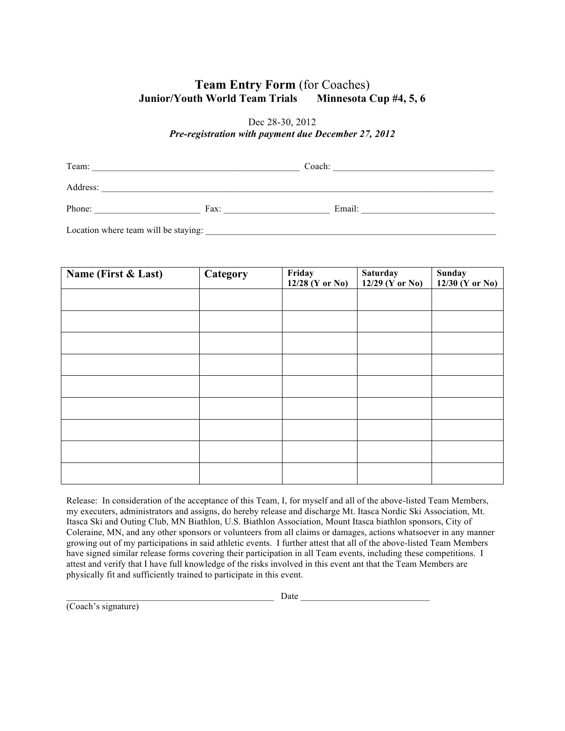# **Team Entry Form** (for Coaches)

**Junior/Youth World Team Trials Minnesota Cup #4, 5, 6**

Dec 28-30, 2012

***Pre-registration with payment due December 27, 2012***

Team: ______________________________ Coach: ______________________________

Address: ______________________________________________________________

Phone: ____________________ Fax: ____________________ Email: ____________________

Location where team will be staying: ____________________________________________

| Name (First & Last) | Category | Friday 12/28 (Y or No) | Saturday 12/29 (Y or No) | Sunday 12/30 (Y or No) |
|---|---|---|---|---|
| | | | | |
| | | | | |
| | | | | |
| | | | | |
| | | | | |
| | | | | |
| | | | | |
| | | | | |
| | | | | |

Release: In consideration of the acceptance of this Team, I, for myself and all of the above-listed Team Members, my executers, administrators and assigns, do hereby release and discharge Mt. Itasca Nordic Ski Association, Mt. Itasca Ski and Outing Club, MN Biathlon, U.S. Biathlon Association, Mount Itasca biathlon sponsors, City of Coleraine, MN, and any other sponsors or volunteers from all claims or damages, actions whatsoever in any manner growing out of my participations in said athletic events. I further attest that all of the above-listed Team Members have signed similar release forms covering their participation in all Team events, including these competitions. I attest and verify that I have full knowledge of the risks involved in this event ant that the Team Members are physically fit and sufficiently trained to participate in this event.

______________________________ Date ______________________________

(Coach's signature)